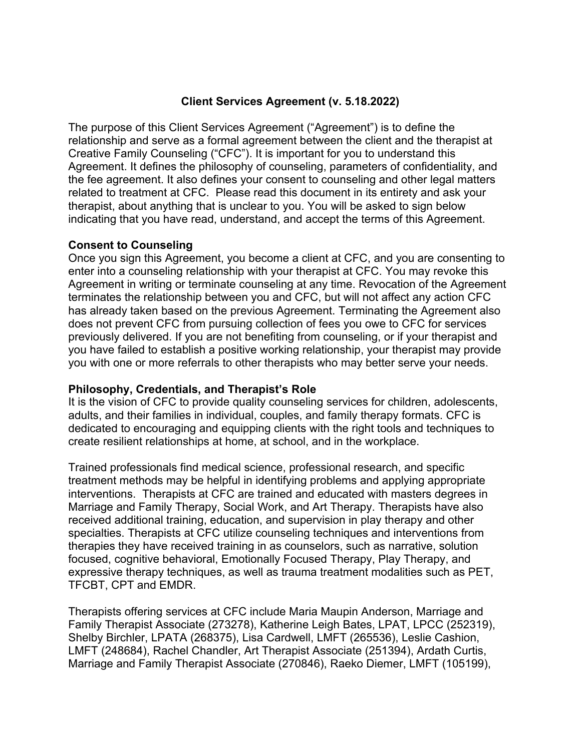# Client Services Agreement (v. 5.18.2022)

The purpose of this Client Services Agreement ("Agreement") is to define the relationship and serve as a formal agreement between the client and the therapist at Creative Family Counseling ("CFC"). It is important for you to understand this Agreement. It defines the philosophy of counseling, parameters of confidentiality, and the fee agreement. It also defines your consent to counseling and other legal matters related to treatment at CFC. Please read this document in its entirety and ask your therapist, about anything that is unclear to you. You will be asked to sign below indicating that you have read, understand, and accept the terms of this Agreement.

**Consent to Counseling**

Once you sign this Agreement, you become a client at CFC, and you are consenting to enter into a counseling relationship with your therapist at CFC. You may revoke this Agreement in writing or terminate counseling at any time. Revocation of the Agreement terminates the relationship between you and CFC, but will not affect any action CFC has already taken based on the previous Agreement. Terminating the Agreement also does not prevent CFC from pursuing collection of fees you owe to CFC for services previously delivered. If you are not benefiting from counseling, or if your therapist and you have failed to establish a positive working relationship, your therapist may provide you with one or more referrals to other therapists who may better serve your needs.

**Philosophy, Credentials, and Therapist's Role**

It is the vision of CFC to provide quality counseling services for children, adolescents, adults, and their families in individual, couples, and family therapy formats. CFC is dedicated to encouraging and equipping clients with the right tools and techniques to create resilient relationships at home, at school, and in the workplace.

Trained professionals find medical science, professional research, and specific treatment methods may be helpful in identifying problems and applying appropriate interventions. Therapists at CFC are trained and educated with masters degrees in Marriage and Family Therapy, Social Work, and Art Therapy. Therapists have also received additional training, education, and supervision in play therapy and other specialties. Therapists at CFC utilize counseling techniques and interventions from therapies they have received training in as counselors, such as narrative, solution focused, cognitive behavioral, Emotionally Focused Therapy, Play Therapy, and expressive therapy techniques, as well as trauma treatment modalities such as PET, TFCBT, CPT and EMDR.

Therapists offering services at CFC include Maria Maupin Anderson, Marriage and Family Therapist Associate (273278), Katherine Leigh Bates, LPAT, LPCC (252319), Shelby Birchler, LPATA (268375), Lisa Cardwell, LMFT (265536), Leslie Cashion, LMFT (248684), Rachel Chandler, Art Therapist Associate (251394), Ardath Curtis, Marriage and Family Therapist Associate (270846), Raeko Diemer, LMFT (105199),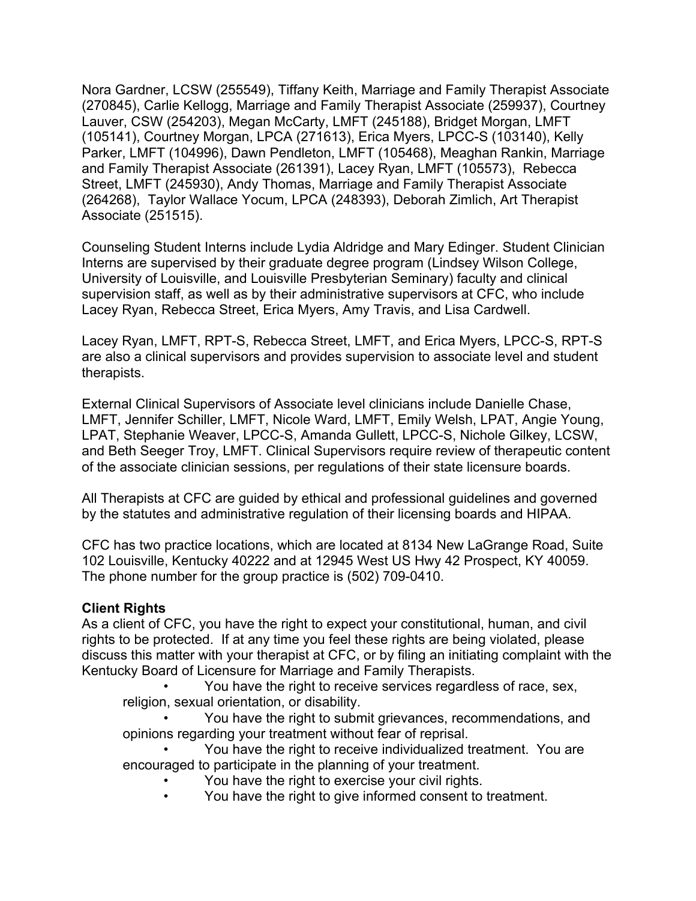Nora Gardner, LCSW (255549), Tiffany Keith, Marriage and Family Therapist Associate (270845), Carlie Kellogg, Marriage and Family Therapist Associate (259937), Courtney Lauver, CSW (254203), Megan McCarty, LMFT (245188), Bridget Morgan, LMFT (105141), Courtney Morgan, LPCA (271613), Erica Myers, LPCC-S (103140), Kelly Parker, LMFT (104996), Dawn Pendleton, LMFT (105468), Meaghan Rankin, Marriage and Family Therapist Associate (261391), Lacey Ryan, LMFT (105573), Rebecca Street, LMFT (245930), Andy Thomas, Marriage and Family Therapist Associate (264268), Taylor Wallace Yocum, LPCA (248393), Deborah Zimlich, Art Therapist Associate (251515).

Counseling Student Interns include Lydia Aldridge and Mary Edinger. Student Clinician Interns are supervised by their graduate degree program (Lindsey Wilson College, University of Louisville, and Louisville Presbyterian Seminary) faculty and clinical supervision staff, as well as by their administrative supervisors at CFC, who include Lacey Ryan, Rebecca Street, Erica Myers, Amy Travis, and Lisa Cardwell.

Lacey Ryan, LMFT, RPT-S, Rebecca Street, LMFT, and Erica Myers, LPCC-S, RPT-S are also a clinical supervisors and provides supervision to associate level and student therapists.

External Clinical Supervisors of Associate level clinicians include Danielle Chase, LMFT, Jennifer Schiller, LMFT, Nicole Ward, LMFT, Emily Welsh, LPAT, Angie Young, LPAT, Stephanie Weaver, LPCC-S, Amanda Gullett, LPCC-S, Nichole Gilkey, LCSW, and Beth Seeger Troy, LMFT. Clinical Supervisors require review of therapeutic content of the associate clinician sessions, per regulations of their state licensure boards.

All Therapists at CFC are guided by ethical and professional guidelines and governed by the statutes and administrative regulation of their licensing boards and HIPAA.

CFC has two practice locations, which are located at 8134 New LaGrange Road, Suite 102 Louisville, Kentucky 40222 and at 12945 West US Hwy 42 Prospect, KY 40059. The phone number for the group practice is (502) 709-0410.

**Client Rights**

As a client of CFC, you have the right to expect your constitutional, human, and civil rights to be protected. If at any time you feel these rights are being violated, please discuss this matter with your therapist at CFC, or by filing an initiating complaint with the Kentucky Board of Licensure for Marriage and Family Therapists.

- You have the right to receive services regardless of race, sex, religion, sexual orientation, or disability.
- You have the right to submit grievances, recommendations, and opinions regarding your treatment without fear of reprisal.
- You have the right to receive individualized treatment. You are encouraged to participate in the planning of your treatment.
- You have the right to exercise your civil rights.
- You have the right to give informed consent to treatment.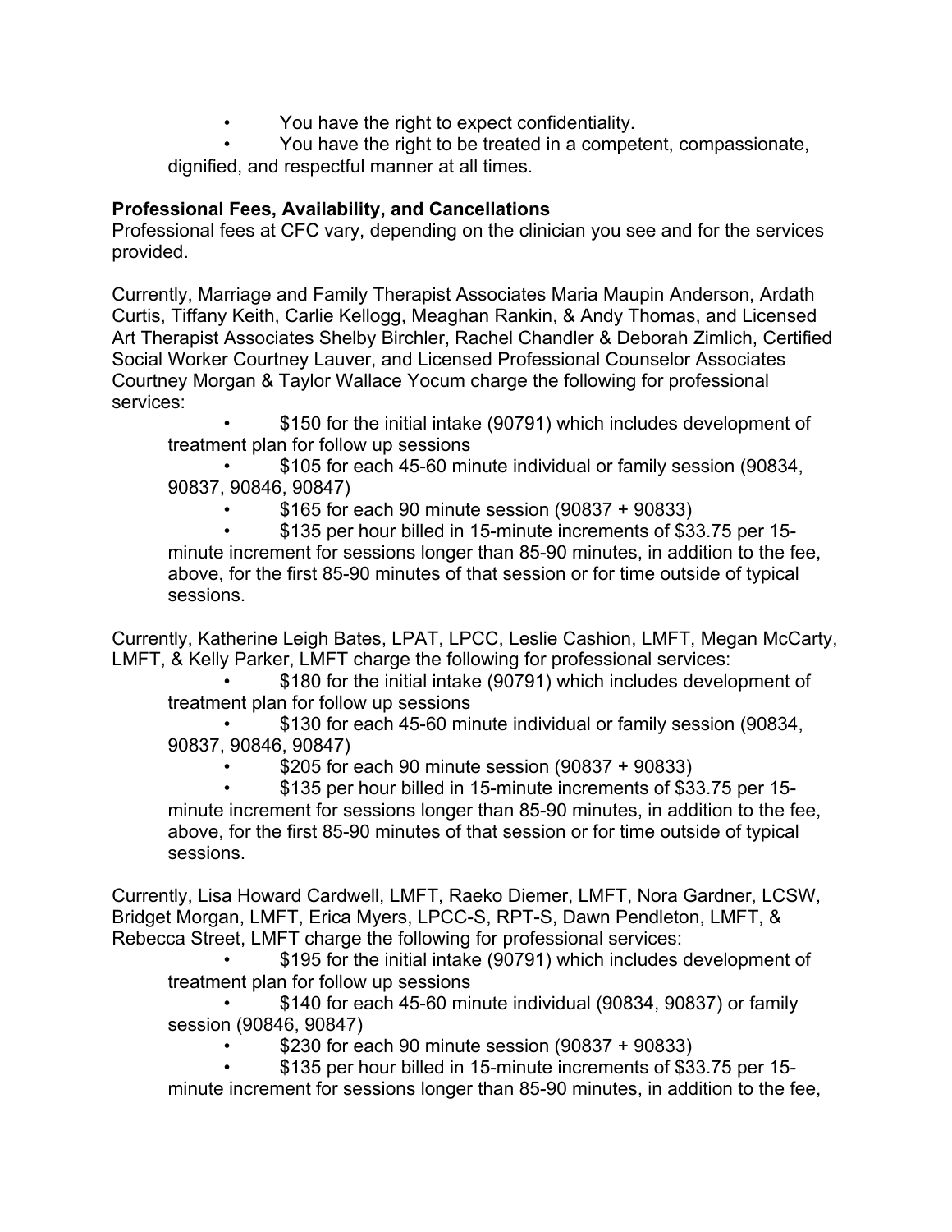- You have the right to expect confidentiality.
- You have the right to be treated in a competent, compassionate, dignified, and respectful manner at all times.

**Professional Fees, Availability, and Cancellations**
Professional fees at CFC vary, depending on the clinician you see and for the services provided.

Currently, Marriage and Family Therapist Associates Maria Maupin Anderson, Ardath Curtis, Tiffany Keith, Carlie Kellogg, Meaghan Rankin, & Andy Thomas, and Licensed Art Therapist Associates Shelby Birchler, Rachel Chandler & Deborah Zimlich, Certified Social Worker Courtney Lauver, and Licensed Professional Counselor Associates Courtney Morgan & Taylor Wallace Yocum charge the following for professional services:

- $150 for the initial intake (90791) which includes development of treatment plan for follow up sessions
- $105 for each 45-60 minute individual or family session (90834, 90837, 90846, 90847)
- $165 for each 90 minute session (90837 + 90833)
- $135 per hour billed in 15-minute increments of $33.75 per 15-minute increment for sessions longer than 85-90 minutes, in addition to the fee, above, for the first 85-90 minutes of that session or for time outside of typical sessions.

Currently, Katherine Leigh Bates, LPAT, LPCC, Leslie Cashion, LMFT, Megan McCarty, LMFT, & Kelly Parker, LMFT charge the following for professional services:

- $180 for the initial intake (90791) which includes development of treatment plan for follow up sessions
- $130 for each 45-60 minute individual or family session (90834, 90837, 90846, 90847)
- $205 for each 90 minute session (90837 + 90833)
- $135 per hour billed in 15-minute increments of $33.75 per 15-minute increment for sessions longer than 85-90 minutes, in addition to the fee, above, for the first 85-90 minutes of that session or for time outside of typical sessions.

Currently, Lisa Howard Cardwell, LMFT, Raeko Diemer, LMFT, Nora Gardner, LCSW, Bridget Morgan, LMFT, Erica Myers, LPCC-S, RPT-S, Dawn Pendleton, LMFT, & Rebecca Street, LMFT charge the following for professional services:

- $195 for the initial intake (90791) which includes development of treatment plan for follow up sessions
- $140 for each 45-60 minute individual (90834, 90837) or family session (90846, 90847)
- $230 for each 90 minute session (90837 + 90833)
- $135 per hour billed in 15-minute increments of $33.75 per 15-minute increment for sessions longer than 85-90 minutes, in addition to the fee,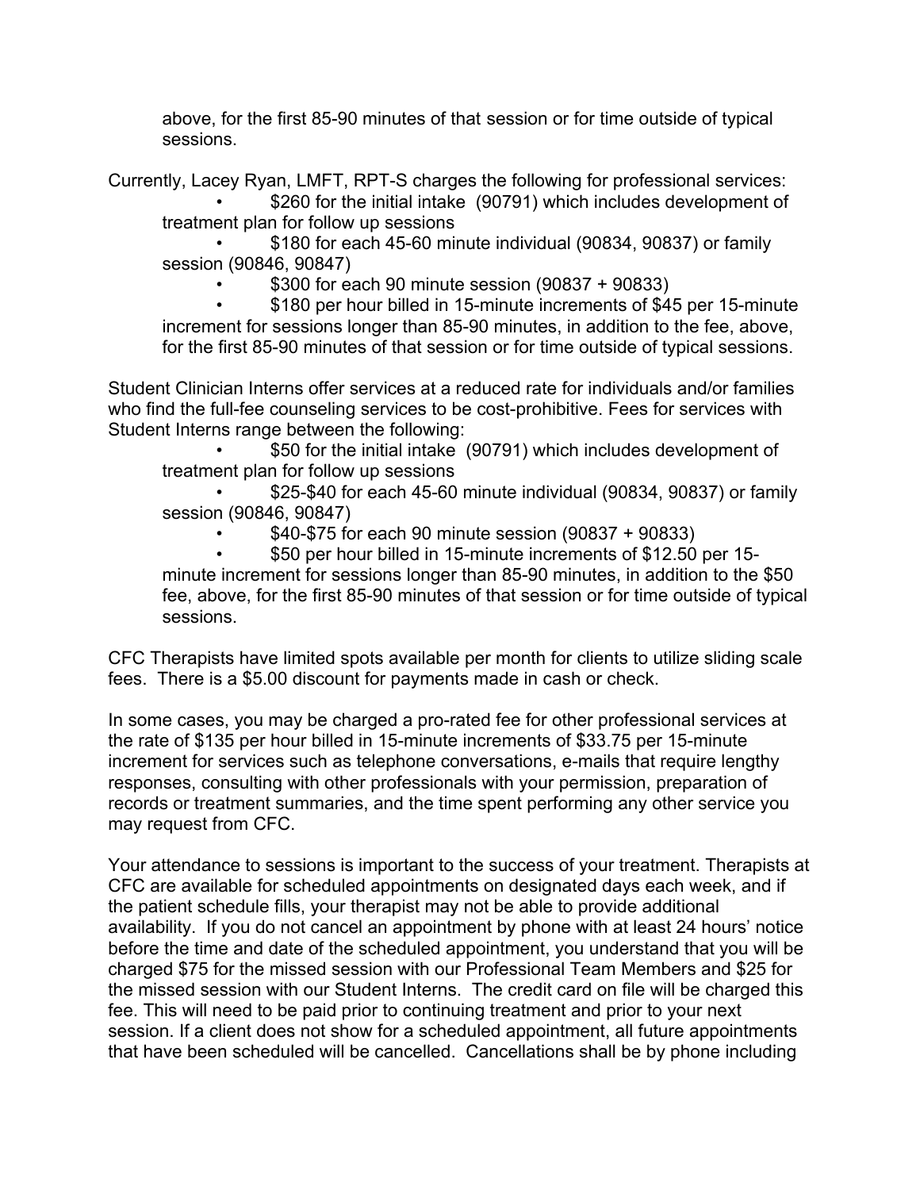above, for the first 85-90 minutes of that session or for time outside of typical sessions.

Currently, Lacey Ryan, LMFT, RPT-S charges the following for professional services:

- $260 for the initial intake (90791) which includes development of treatment plan for follow up sessions
- $180 for each 45-60 minute individual (90834, 90837) or family session (90846, 90847)
- $300 for each 90 minute session (90837 + 90833)
- $180 per hour billed in 15-minute increments of $45 per 15-minute increment for sessions longer than 85-90 minutes, in addition to the fee, above, for the first 85-90 minutes of that session or for time outside of typical sessions.

Student Clinician Interns offer services at a reduced rate for individuals and/or families who find the full-fee counseling services to be cost-prohibitive. Fees for services with Student Interns range between the following:

- $50 for the initial intake (90791) which includes development of treatment plan for follow up sessions
- $25-$40 for each 45-60 minute individual (90834, 90837) or family session (90846, 90847)
- $40-$75 for each 90 minute session (90837 + 90833)
- $50 per hour billed in 15-minute increments of $12.50 per 15-minute increment for sessions longer than 85-90 minutes, in addition to the $50 fee, above, for the first 85-90 minutes of that session or for time outside of typical sessions.

CFC Therapists have limited spots available per month for clients to utilize sliding scale fees. There is a $5.00 discount for payments made in cash or check.

In some cases, you may be charged a pro-rated fee for other professional services at the rate of $135 per hour billed in 15-minute increments of $33.75 per 15-minute increment for services such as telephone conversations, e-mails that require lengthy responses, consulting with other professionals with your permission, preparation of records or treatment summaries, and the time spent performing any other service you may request from CFC.

Your attendance to sessions is important to the success of your treatment. Therapists at CFC are available for scheduled appointments on designated days each week, and if the patient schedule fills, your therapist may not be able to provide additional availability. If you do not cancel an appointment by phone with at least 24 hours' notice before the time and date of the scheduled appointment, you understand that you will be charged $75 for the missed session with our Professional Team Members and $25 for the missed session with our Student Interns. The credit card on file will be charged this fee. This will need to be paid prior to continuing treatment and prior to your next session. If a client does not show for a scheduled appointment, all future appointments that have been scheduled will be cancelled. Cancellations shall be by phone including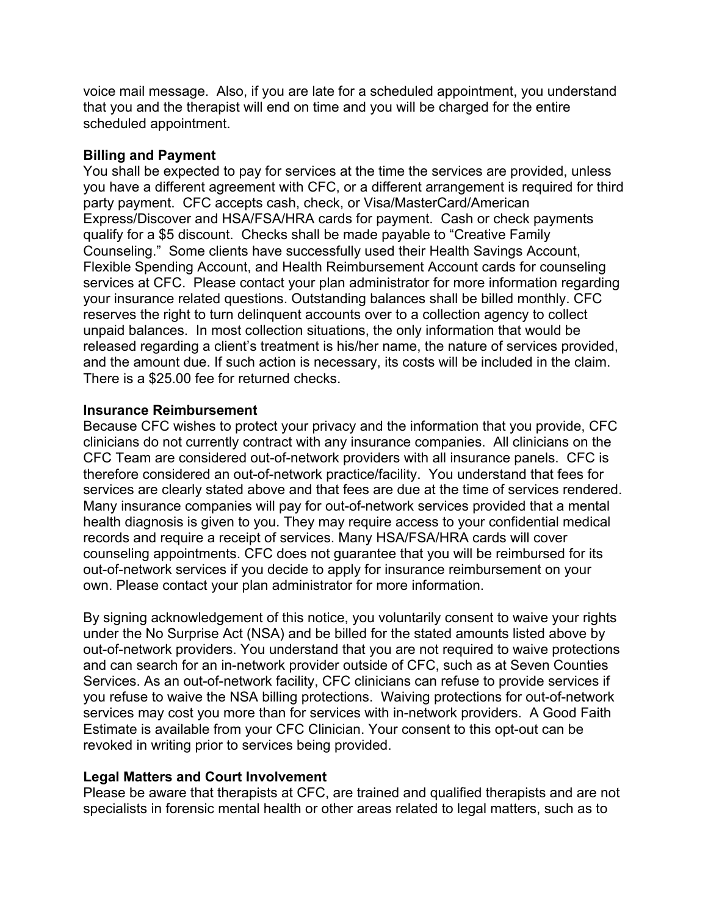voice mail message. Also, if you are late for a scheduled appointment, you understand that you and the therapist will end on time and you will be charged for the entire scheduled appointment.

**Billing and Payment**
You shall be expected to pay for services at the time the services are provided, unless you have a different agreement with CFC, or a different arrangement is required for third party payment. CFC accepts cash, check, or Visa/MasterCard/American Express/Discover and HSA/FSA/HRA cards for payment. Cash or check payments qualify for a $5 discount. Checks shall be made payable to "Creative Family Counseling." Some clients have successfully used their Health Savings Account, Flexible Spending Account, and Health Reimbursement Account cards for counseling services at CFC. Please contact your plan administrator for more information regarding your insurance related questions. Outstanding balances shall be billed monthly. CFC reserves the right to turn delinquent accounts over to a collection agency to collect unpaid balances. In most collection situations, the only information that would be released regarding a client's treatment is his/her name, the nature of services provided, and the amount due. If such action is necessary, its costs will be included in the claim. There is a $25.00 fee for returned checks.

**Insurance Reimbursement**
Because CFC wishes to protect your privacy and the information that you provide, CFC clinicians do not currently contract with any insurance companies. All clinicians on the CFC Team are considered out-of-network providers with all insurance panels. CFC is therefore considered an out-of-network practice/facility. You understand that fees for services are clearly stated above and that fees are due at the time of services rendered. Many insurance companies will pay for out-of-network services provided that a mental health diagnosis is given to you. They may require access to your confidential medical records and require a receipt of services. Many HSA/FSA/HRA cards will cover counseling appointments. CFC does not guarantee that you will be reimbursed for its out-of-network services if you decide to apply for insurance reimbursement on your own. Please contact your plan administrator for more information.

By signing acknowledgement of this notice, you voluntarily consent to waive your rights under the No Surprise Act (NSA) and be billed for the stated amounts listed above by out-of-network providers. You understand that you are not required to waive protections and can search for an in-network provider outside of CFC, such as at Seven Counties Services. As an out-of-network facility, CFC clinicians can refuse to provide services if you refuse to waive the NSA billing protections. Waiving protections for out-of-network services may cost you more than for services with in-network providers. A Good Faith Estimate is available from your CFC Clinician. Your consent to this opt-out can be revoked in writing prior to services being provided.

**Legal Matters and Court Involvement**
Please be aware that therapists at CFC, are trained and qualified therapists and are not specialists in forensic mental health or other areas related to legal matters, such as to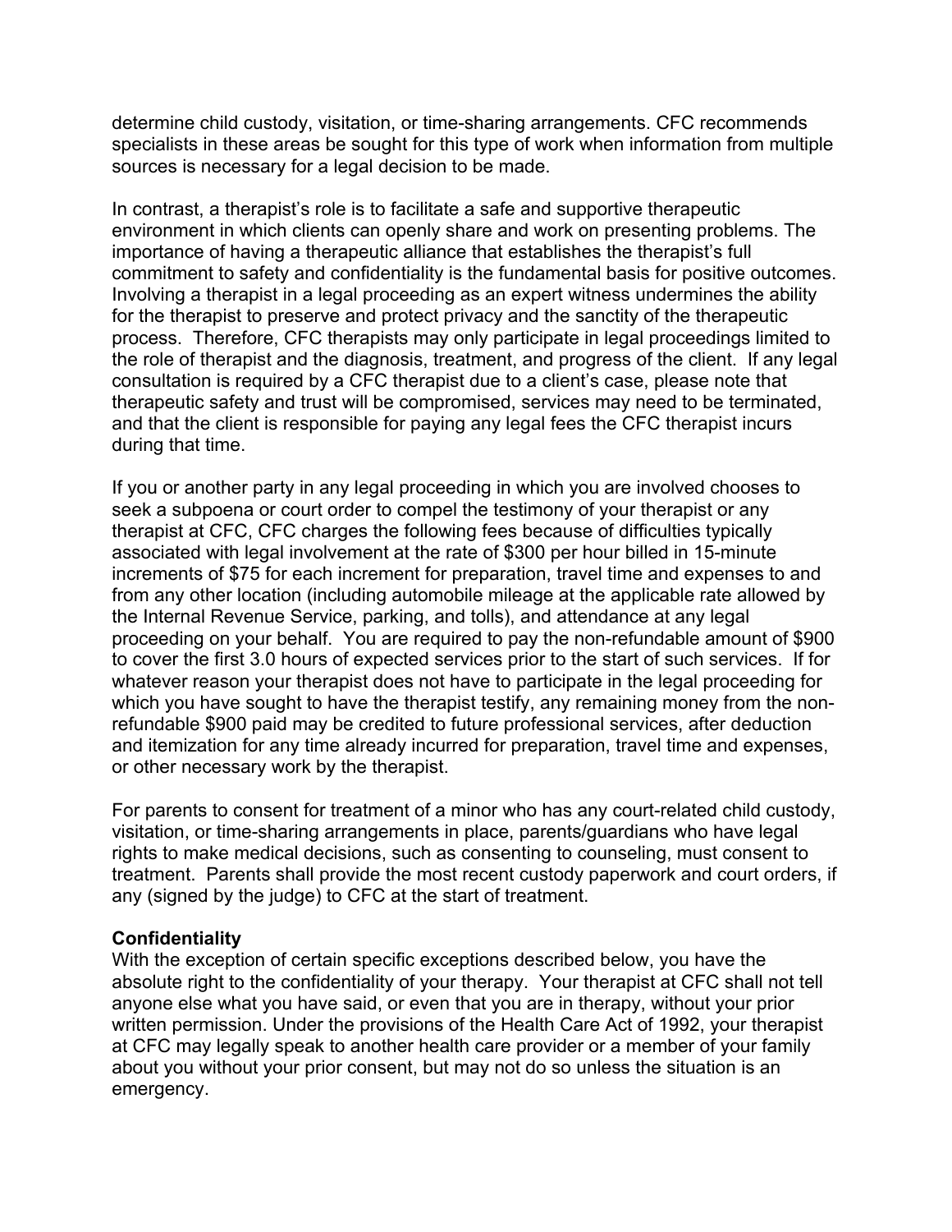determine child custody, visitation, or time-sharing arrangements. CFC recommends specialists in these areas be sought for this type of work when information from multiple sources is necessary for a legal decision to be made.

In contrast, a therapist's role is to facilitate a safe and supportive therapeutic environment in which clients can openly share and work on presenting problems. The importance of having a therapeutic alliance that establishes the therapist's full commitment to safety and confidentiality is the fundamental basis for positive outcomes. Involving a therapist in a legal proceeding as an expert witness undermines the ability for the therapist to preserve and protect privacy and the sanctity of the therapeutic process. Therefore, CFC therapists may only participate in legal proceedings limited to the role of therapist and the diagnosis, treatment, and progress of the client. If any legal consultation is required by a CFC therapist due to a client's case, please note that therapeutic safety and trust will be compromised, services may need to be terminated, and that the client is responsible for paying any legal fees the CFC therapist incurs during that time.

If you or another party in any legal proceeding in which you are involved chooses to seek a subpoena or court order to compel the testimony of your therapist or any therapist at CFC, CFC charges the following fees because of difficulties typically associated with legal involvement at the rate of $300 per hour billed in 15-minute increments of $75 for each increment for preparation, travel time and expenses to and from any other location (including automobile mileage at the applicable rate allowed by the Internal Revenue Service, parking, and tolls), and attendance at any legal proceeding on your behalf. You are required to pay the non-refundable amount of $900 to cover the first 3.0 hours of expected services prior to the start of such services. If for whatever reason your therapist does not have to participate in the legal proceeding for which you have sought to have the therapist testify, any remaining money from the non-refundable $900 paid may be credited to future professional services, after deduction and itemization for any time already incurred for preparation, travel time and expenses, or other necessary work by the therapist.

For parents to consent for treatment of a minor who has any court-related child custody, visitation, or time-sharing arrangements in place, parents/guardians who have legal rights to make medical decisions, such as consenting to counseling, must consent to treatment. Parents shall provide the most recent custody paperwork and court orders, if any (signed by the judge) to CFC at the start of treatment.

**Confidentiality**

With the exception of certain specific exceptions described below, you have the absolute right to the confidentiality of your therapy. Your therapist at CFC shall not tell anyone else what you have said, or even that you are in therapy, without your prior written permission. Under the provisions of the Health Care Act of 1992, your therapist at CFC may legally speak to another health care provider or a member of your family about you without your prior consent, but may not do so unless the situation is an emergency.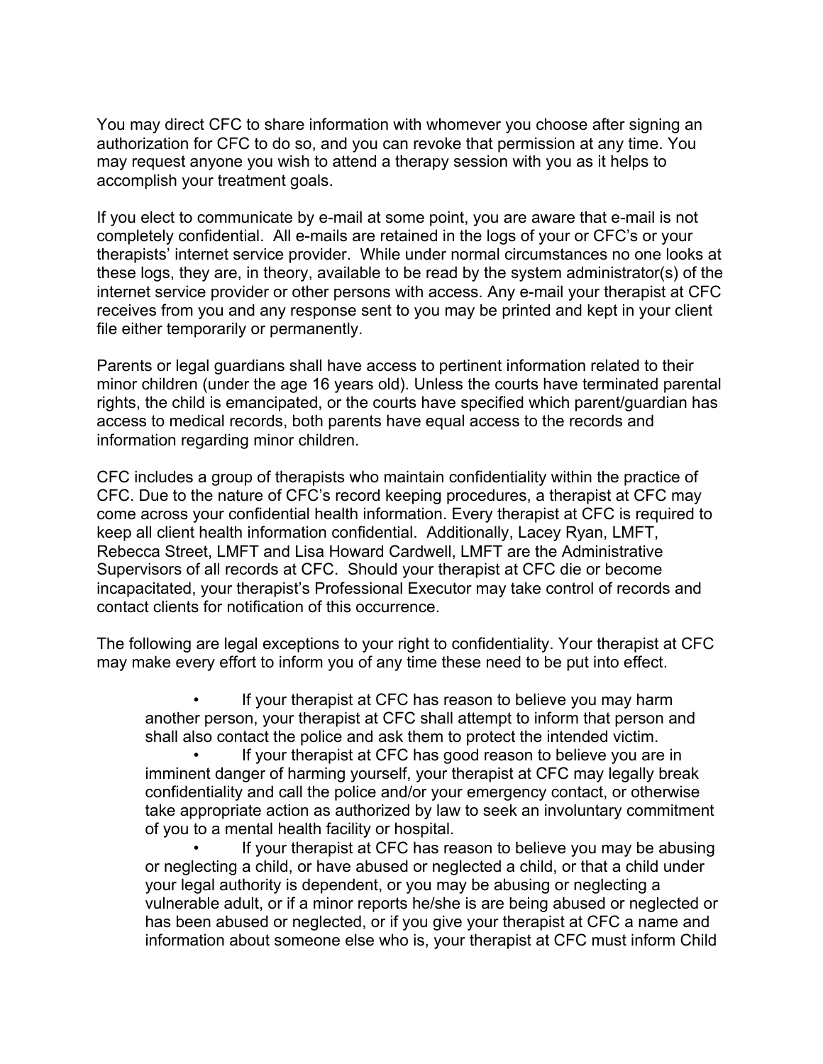You may direct CFC to share information with whomever you choose after signing an authorization for CFC to do so, and you can revoke that permission at any time. You may request anyone you wish to attend a therapy session with you as it helps to accomplish your treatment goals.

If you elect to communicate by e-mail at some point, you are aware that e-mail is not completely confidential. All e-mails are retained in the logs of your or CFC's or your therapists' internet service provider. While under normal circumstances no one looks at these logs, they are, in theory, available to be read by the system administrator(s) of the internet service provider or other persons with access. Any e-mail your therapist at CFC receives from you and any response sent to you may be printed and kept in your client file either temporarily or permanently.

Parents or legal guardians shall have access to pertinent information related to their minor children (under the age 16 years old). Unless the courts have terminated parental rights, the child is emancipated, or the courts have specified which parent/guardian has access to medical records, both parents have equal access to the records and information regarding minor children.

CFC includes a group of therapists who maintain confidentiality within the practice of CFC. Due to the nature of CFC's record keeping procedures, a therapist at CFC may come across your confidential health information. Every therapist at CFC is required to keep all client health information confidential. Additionally, Lacey Ryan, LMFT, Rebecca Street, LMFT and Lisa Howard Cardwell, LMFT are the Administrative Supervisors of all records at CFC. Should your therapist at CFC die or become incapacitated, your therapist's Professional Executor may take control of records and contact clients for notification of this occurrence.

The following are legal exceptions to your right to confidentiality. Your therapist at CFC may make every effort to inform you of any time these need to be put into effect.

- If your therapist at CFC has reason to believe you may harm another person, your therapist at CFC shall attempt to inform that person and shall also contact the police and ask them to protect the intended victim.
- If your therapist at CFC has good reason to believe you are in imminent danger of harming yourself, your therapist at CFC may legally break confidentiality and call the police and/or your emergency contact, or otherwise take appropriate action as authorized by law to seek an involuntary commitment of you to a mental health facility or hospital.
- If your therapist at CFC has reason to believe you may be abusing or neglecting a child, or have abused or neglected a child, or that a child under your legal authority is dependent, or you may be abusing or neglecting a vulnerable adult, or if a minor reports he/she is are being abused or neglected or has been abused or neglected, or if you give your therapist at CFC a name and information about someone else who is, your therapist at CFC must inform Child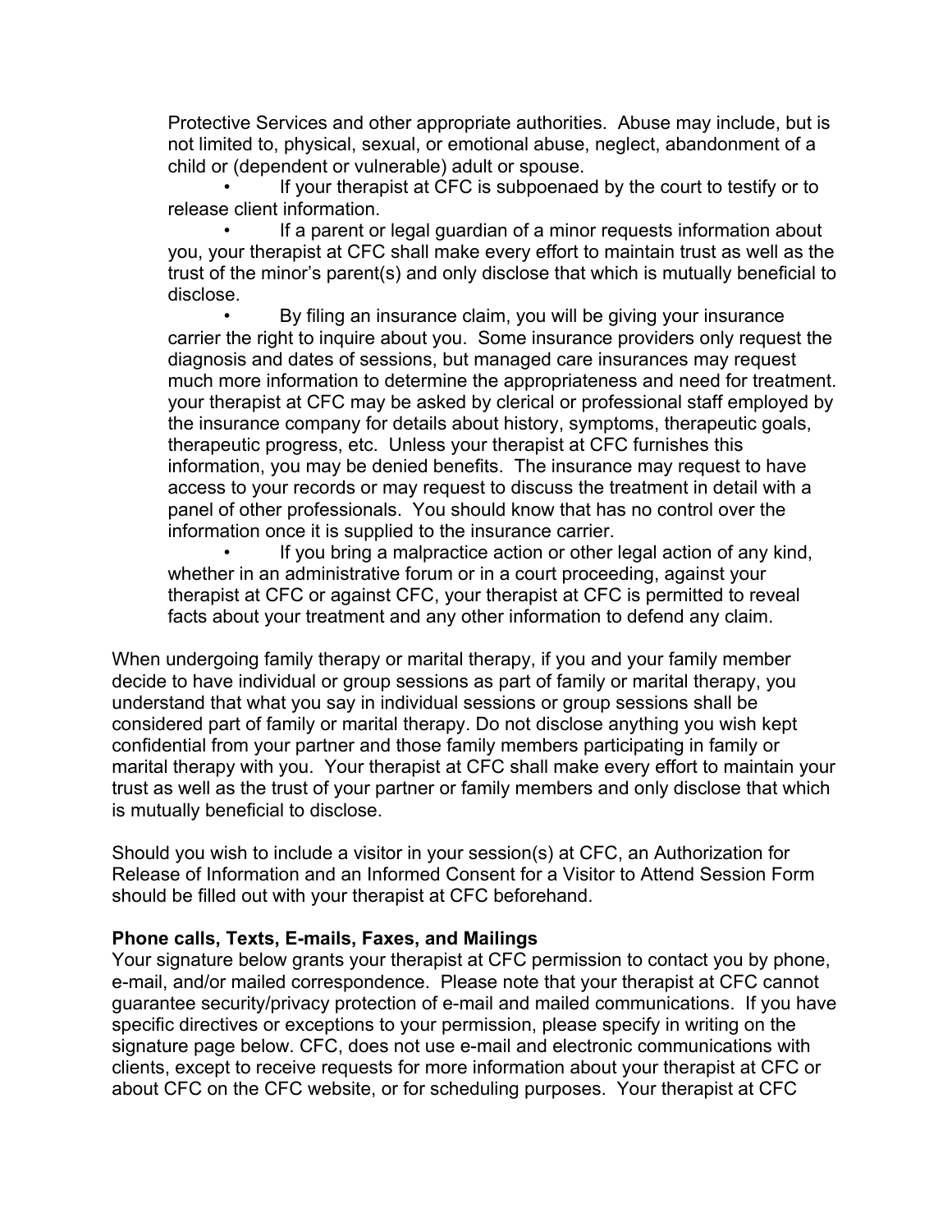Protective Services and other appropriate authorities. Abuse may include, but is not limited to, physical, sexual, or emotional abuse, neglect, abandonment of a child or (dependent or vulnerable) adult or spouse.

- If your therapist at CFC is subpoenaed by the court to testify or to release client information.
- If a parent or legal guardian of a minor requests information about you, your therapist at CFC shall make every effort to maintain trust as well as the trust of the minor's parent(s) and only disclose that which is mutually beneficial to disclose.
- By filing an insurance claim, you will be giving your insurance carrier the right to inquire about you. Some insurance providers only request the diagnosis and dates of sessions, but managed care insurances may request much more information to determine the appropriateness and need for treatment. your therapist at CFC may be asked by clerical or professional staff employed by the insurance company for details about history, symptoms, therapeutic goals, therapeutic progress, etc. Unless your therapist at CFC furnishes this information, you may be denied benefits. The insurance may request to have access to your records or may request to discuss the treatment in detail with a panel of other professionals. You should know that has no control over the information once it is supplied to the insurance carrier.
- If you bring a malpractice action or other legal action of any kind, whether in an administrative forum or in a court proceeding, against your therapist at CFC or against CFC, your therapist at CFC is permitted to reveal facts about your treatment and any other information to defend any claim.

When undergoing family therapy or marital therapy, if you and your family member decide to have individual or group sessions as part of family or marital therapy, you understand that what you say in individual sessions or group sessions shall be considered part of family or marital therapy. Do not disclose anything you wish kept confidential from your partner and those family members participating in family or marital therapy with you. Your therapist at CFC shall make every effort to maintain your trust as well as the trust of your partner or family members and only disclose that which is mutually beneficial to disclose.

Should you wish to include a visitor in your session(s) at CFC, an Authorization for Release of Information and an Informed Consent for a Visitor to Attend Session Form should be filled out with your therapist at CFC beforehand.

**Phone calls, Texts, E-mails, Faxes, and Mailings**

Your signature below grants your therapist at CFC permission to contact you by phone, e-mail, and/or mailed correspondence. Please note that your therapist at CFC cannot guarantee security/privacy protection of e-mail and mailed communications. If you have specific directives or exceptions to your permission, please specify in writing on the signature page below. CFC, does not use e-mail and electronic communications with clients, except to receive requests for more information about your therapist at CFC or about CFC on the CFC website, or for scheduling purposes. Your therapist at CFC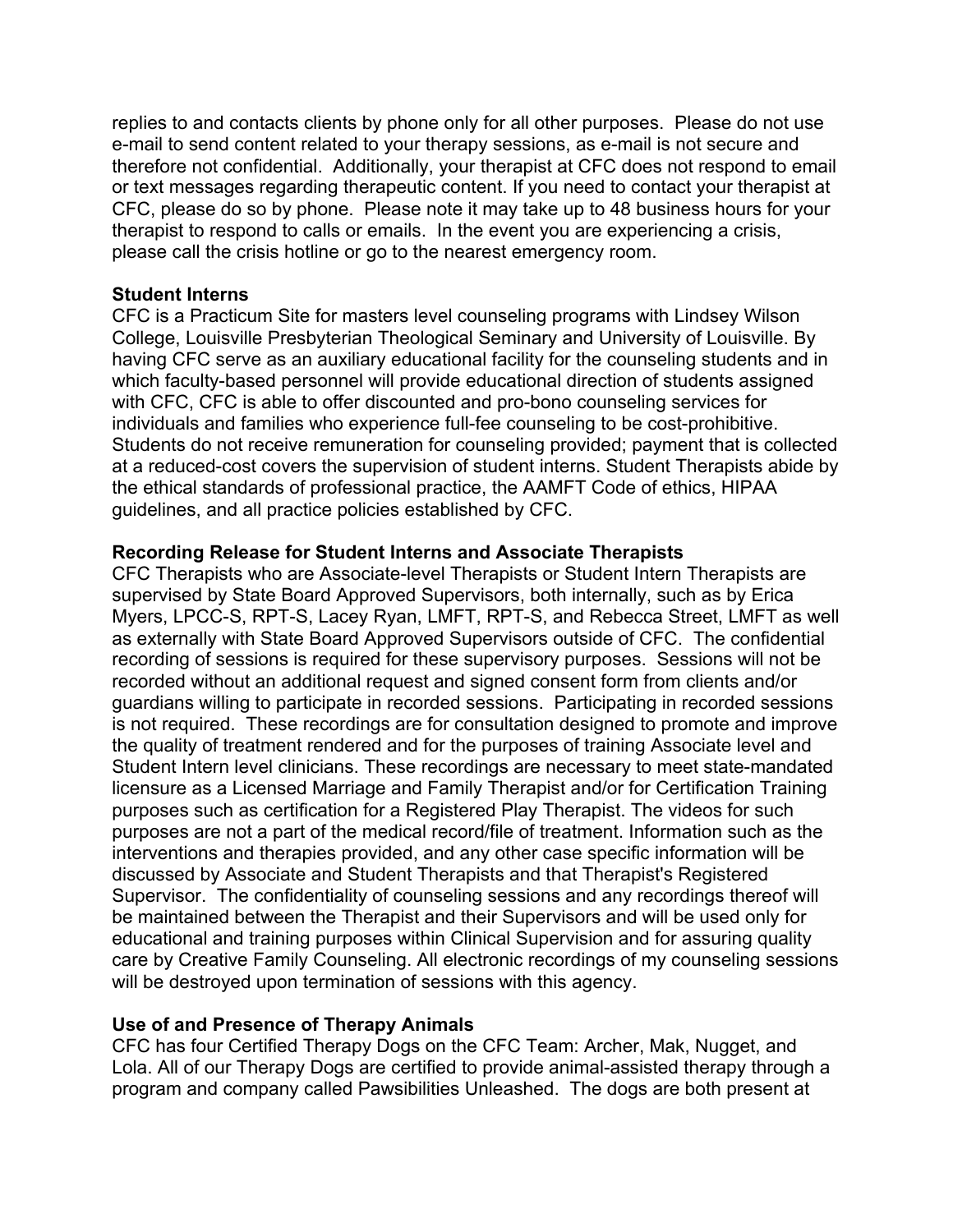replies to and contacts clients by phone only for all other purposes. Please do not use e-mail to send content related to your therapy sessions, as e-mail is not secure and therefore not confidential. Additionally, your therapist at CFC does not respond to email or text messages regarding therapeutic content. If you need to contact your therapist at CFC, please do so by phone. Please note it may take up to 48 business hours for your therapist to respond to calls or emails. In the event you are experiencing a crisis, please call the crisis hotline or go to the nearest emergency room.

**Student Interns**

CFC is a Practicum Site for masters level counseling programs with Lindsey Wilson College, Louisville Presbyterian Theological Seminary and University of Louisville. By having CFC serve as an auxiliary educational facility for the counseling students and in which faculty-based personnel will provide educational direction of students assigned with CFC, CFC is able to offer discounted and pro-bono counseling services for individuals and families who experience full-fee counseling to be cost-prohibitive. Students do not receive remuneration for counseling provided; payment that is collected at a reduced-cost covers the supervision of student interns. Student Therapists abide by the ethical standards of professional practice, the AAMFT Code of ethics, HIPAA guidelines, and all practice policies established by CFC.

**Recording Release for Student Interns and Associate Therapists**

CFC Therapists who are Associate-level Therapists or Student Intern Therapists are supervised by State Board Approved Supervisors, both internally, such as by Erica Myers, LPCC-S, RPT-S, Lacey Ryan, LMFT, RPT-S, and Rebecca Street, LMFT as well as externally with State Board Approved Supervisors outside of CFC. The confidential recording of sessions is required for these supervisory purposes. Sessions will not be recorded without an additional request and signed consent form from clients and/or guardians willing to participate in recorded sessions. Participating in recorded sessions is not required. These recordings are for consultation designed to promote and improve the quality of treatment rendered and for the purposes of training Associate level and Student Intern level clinicians. These recordings are necessary to meet state-mandated licensure as a Licensed Marriage and Family Therapist and/or for Certification Training purposes such as certification for a Registered Play Therapist. The videos for such purposes are not a part of the medical record/file of treatment. Information such as the interventions and therapies provided, and any other case specific information will be discussed by Associate and Student Therapists and that Therapist's Registered Supervisor. The confidentiality of counseling sessions and any recordings thereof will be maintained between the Therapist and their Supervisors and will be used only for educational and training purposes within Clinical Supervision and for assuring quality care by Creative Family Counseling. All electronic recordings of my counseling sessions will be destroyed upon termination of sessions with this agency.

**Use of and Presence of Therapy Animals**

CFC has four Certified Therapy Dogs on the CFC Team: Archer, Mak, Nugget, and Lola. All of our Therapy Dogs are certified to provide animal-assisted therapy through a program and company called Pawsibilities Unleashed. The dogs are both present at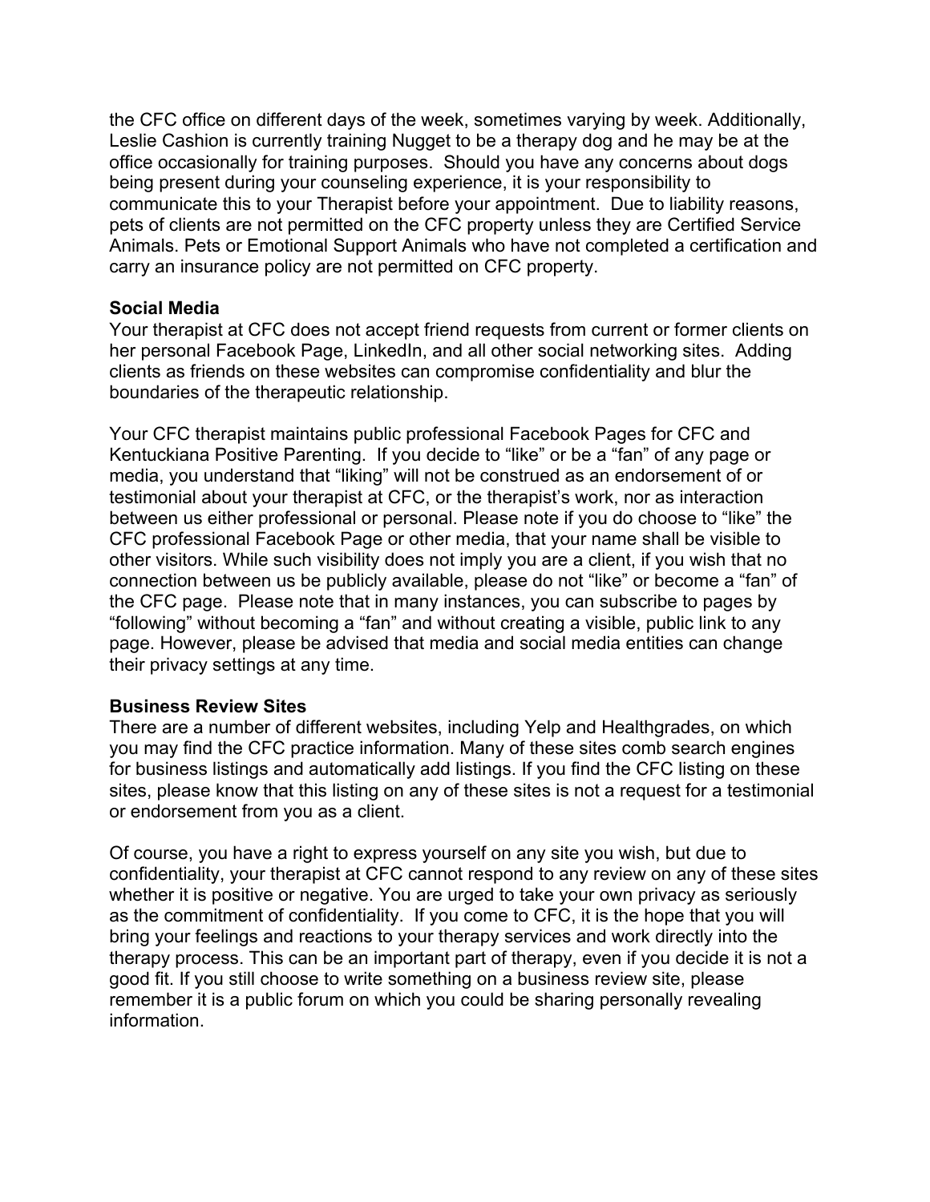the CFC office on different days of the week, sometimes varying by week. Additionally, Leslie Cashion is currently training Nugget to be a therapy dog and he may be at the office occasionally for training purposes. Should you have any concerns about dogs being present during your counseling experience, it is your responsibility to communicate this to your Therapist before your appointment. Due to liability reasons, pets of clients are not permitted on the CFC property unless they are Certified Service Animals. Pets or Emotional Support Animals who have not completed a certification and carry an insurance policy are not permitted on CFC property.

**Social Media**

Your therapist at CFC does not accept friend requests from current or former clients on her personal Facebook Page, LinkedIn, and all other social networking sites. Adding clients as friends on these websites can compromise confidentiality and blur the boundaries of the therapeutic relationship.

Your CFC therapist maintains public professional Facebook Pages for CFC and Kentuckiana Positive Parenting. If you decide to "like" or be a "fan" of any page or media, you understand that "liking" will not be construed as an endorsement of or testimonial about your therapist at CFC, or the therapist's work, nor as interaction between us either professional or personal. Please note if you do choose to "like" the CFC professional Facebook Page or other media, that your name shall be visible to other visitors. While such visibility does not imply you are a client, if you wish that no connection between us be publicly available, please do not "like" or become a "fan" of the CFC page. Please note that in many instances, you can subscribe to pages by "following" without becoming a "fan" and without creating a visible, public link to any page. However, please be advised that media and social media entities can change their privacy settings at any time.

**Business Review Sites**

There are a number of different websites, including Yelp and Healthgrades, on which you may find the CFC practice information. Many of these sites comb search engines for business listings and automatically add listings. If you find the CFC listing on these sites, please know that this listing on any of these sites is not a request for a testimonial or endorsement from you as a client.

Of course, you have a right to express yourself on any site you wish, but due to confidentiality, your therapist at CFC cannot respond to any review on any of these sites whether it is positive or negative. You are urged to take your own privacy as seriously as the commitment of confidentiality. If you come to CFC, it is the hope that you will bring your feelings and reactions to your therapy services and work directly into the therapy process. This can be an important part of therapy, even if you decide it is not a good fit. If you still choose to write something on a business review site, please remember it is a public forum on which you could be sharing personally revealing information.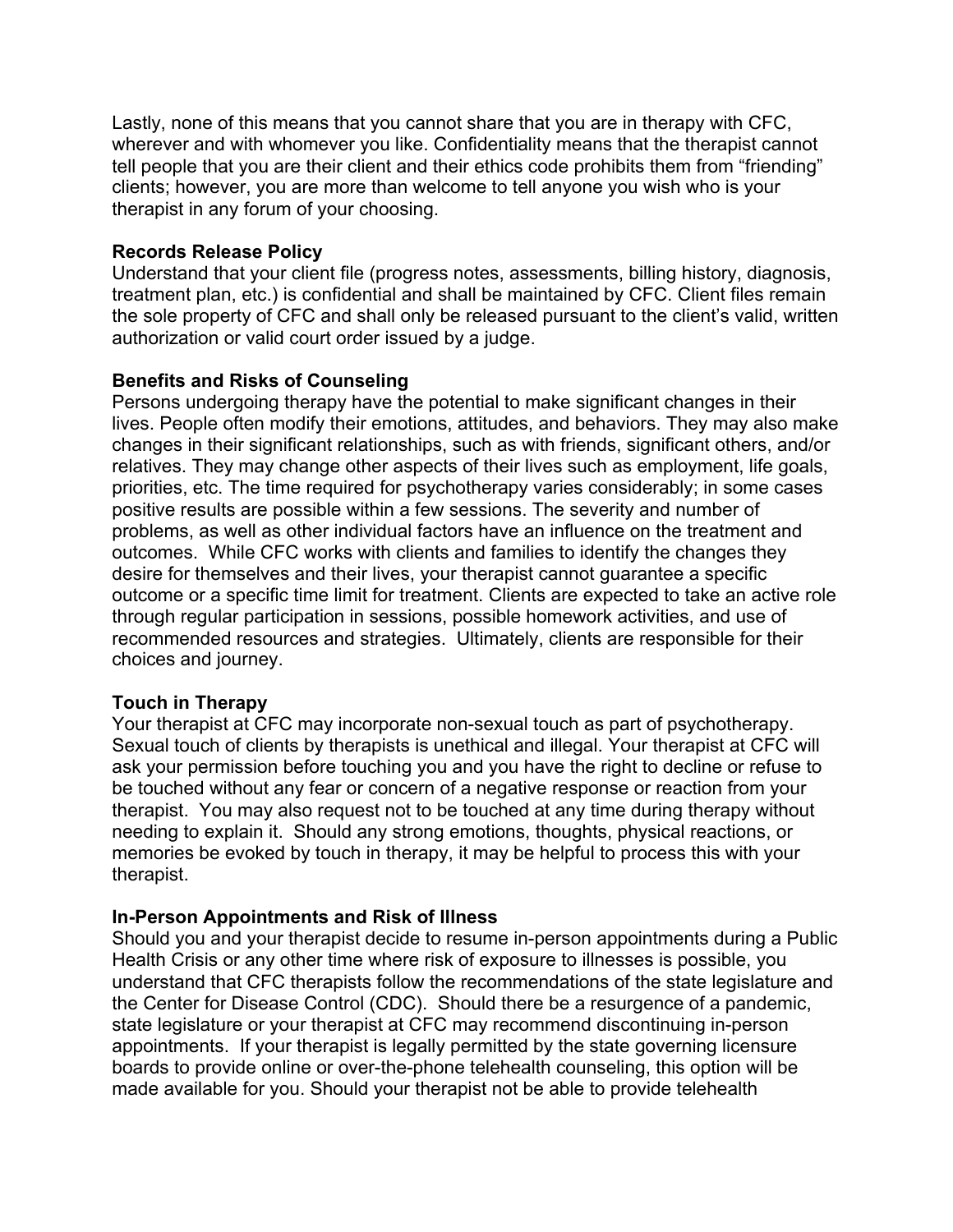Lastly, none of this means that you cannot share that you are in therapy with CFC, wherever and with whomever you like. Confidentiality means that the therapist cannot tell people that you are their client and their ethics code prohibits them from "friending" clients; however, you are more than welcome to tell anyone you wish who is your therapist in any forum of your choosing.

**Records Release Policy**

Understand that your client file (progress notes, assessments, billing history, diagnosis, treatment plan, etc.) is confidential and shall be maintained by CFC. Client files remain the sole property of CFC and shall only be released pursuant to the client's valid, written authorization or valid court order issued by a judge.

**Benefits and Risks of Counseling**

Persons undergoing therapy have the potential to make significant changes in their lives. People often modify their emotions, attitudes, and behaviors. They may also make changes in their significant relationships, such as with friends, significant others, and/or relatives. They may change other aspects of their lives such as employment, life goals, priorities, etc. The time required for psychotherapy varies considerably; in some cases positive results are possible within a few sessions. The severity and number of problems, as well as other individual factors have an influence on the treatment and outcomes. While CFC works with clients and families to identify the changes they desire for themselves and their lives, your therapist cannot guarantee a specific outcome or a specific time limit for treatment. Clients are expected to take an active role through regular participation in sessions, possible homework activities, and use of recommended resources and strategies. Ultimately, clients are responsible for their choices and journey.

**Touch in Therapy**

Your therapist at CFC may incorporate non-sexual touch as part of psychotherapy. Sexual touch of clients by therapists is unethical and illegal. Your therapist at CFC will ask your permission before touching you and you have the right to decline or refuse to be touched without any fear or concern of a negative response or reaction from your therapist. You may also request not to be touched at any time during therapy without needing to explain it. Should any strong emotions, thoughts, physical reactions, or memories be evoked by touch in therapy, it may be helpful to process this with your therapist.

**In-Person Appointments and Risk of Illness**

Should you and your therapist decide to resume in-person appointments during a Public Health Crisis or any other time where risk of exposure to illnesses is possible, you understand that CFC therapists follow the recommendations of the state legislature and the Center for Disease Control (CDC). Should there be a resurgence of a pandemic, state legislature or your therapist at CFC may recommend discontinuing in-person appointments. If your therapist is legally permitted by the state governing licensure boards to provide online or over-the-phone telehealth counseling, this option will be made available for you. Should your therapist not be able to provide telehealth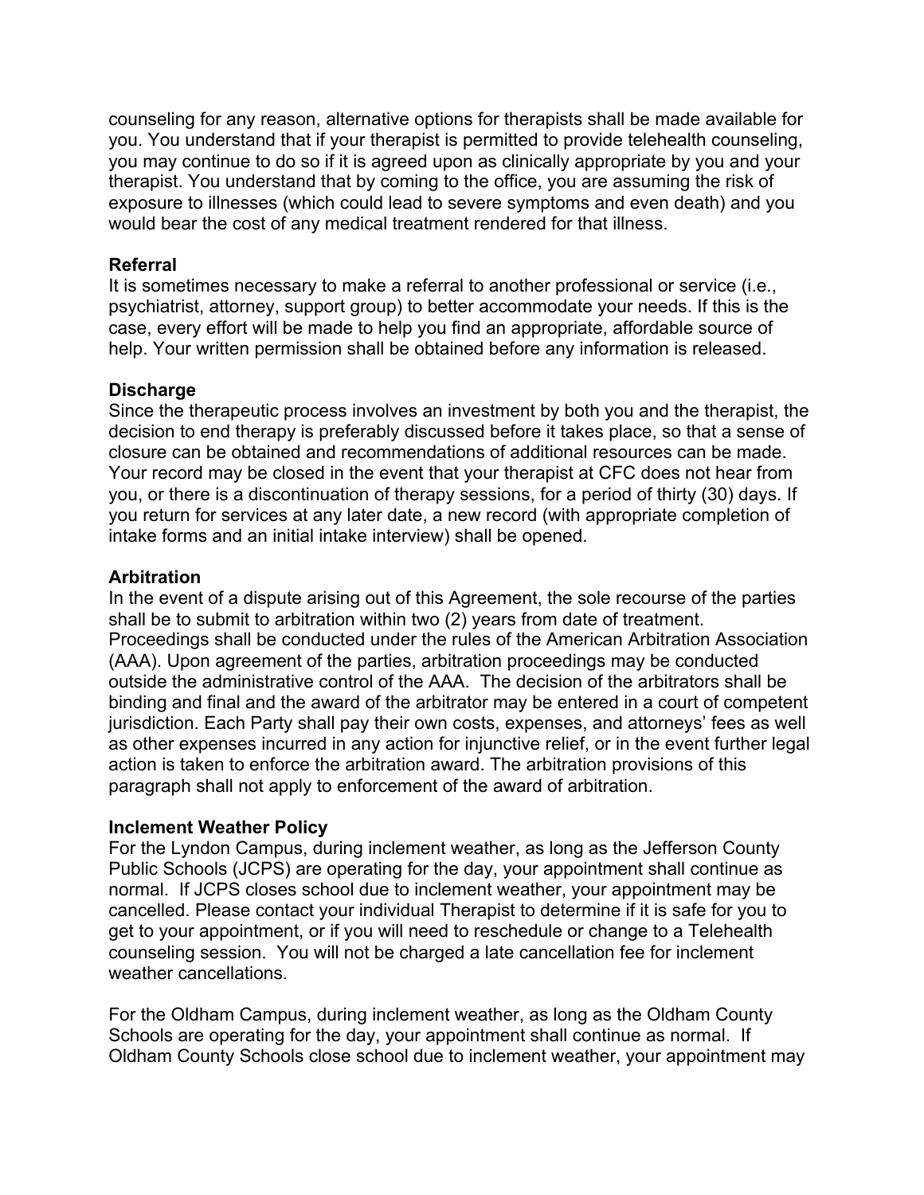counseling for any reason, alternative options for therapists shall be made available for you. You understand that if your therapist is permitted to provide telehealth counseling, you may continue to do so if it is agreed upon as clinically appropriate by you and your therapist. You understand that by coming to the office, you are assuming the risk of exposure to illnesses (which could lead to severe symptoms and even death) and you would bear the cost of any medical treatment rendered for that illness.

**Referral**
It is sometimes necessary to make a referral to another professional or service (i.e., psychiatrist, attorney, support group) to better accommodate your needs. If this is the case, every effort will be made to help you find an appropriate, affordable source of help. Your written permission shall be obtained before any information is released.

**Discharge**
Since the therapeutic process involves an investment by both you and the therapist, the decision to end therapy is preferably discussed before it takes place, so that a sense of closure can be obtained and recommendations of additional resources can be made. Your record may be closed in the event that your therapist at CFC does not hear from you, or there is a discontinuation of therapy sessions, for a period of thirty (30) days. If you return for services at any later date, a new record (with appropriate completion of intake forms and an initial intake interview) shall be opened.

**Arbitration**
In the event of a dispute arising out of this Agreement, the sole recourse of the parties shall be to submit to arbitration within two (2) years from date of treatment. Proceedings shall be conducted under the rules of the American Arbitration Association (AAA). Upon agreement of the parties, arbitration proceedings may be conducted outside the administrative control of the AAA. The decision of the arbitrators shall be binding and final and the award of the arbitrator may be entered in a court of competent jurisdiction. Each Party shall pay their own costs, expenses, and attorneys' fees as well as other expenses incurred in any action for injunctive relief, or in the event further legal action is taken to enforce the arbitration award. The arbitration provisions of this paragraph shall not apply to enforcement of the award of arbitration.

**Inclement Weather Policy**
For the Lyndon Campus, during inclement weather, as long as the Jefferson County Public Schools (JCPS) are operating for the day, your appointment shall continue as normal. If JCPS closes school due to inclement weather, your appointment may be cancelled. Please contact your individual Therapist to determine if it is safe for you to get to your appointment, or if you will need to reschedule or change to a Telehealth counseling session. You will not be charged a late cancellation fee for inclement weather cancellations.

For the Oldham Campus, during inclement weather, as long as the Oldham County Schools are operating for the day, your appointment shall continue as normal. If Oldham County Schools close school due to inclement weather, your appointment may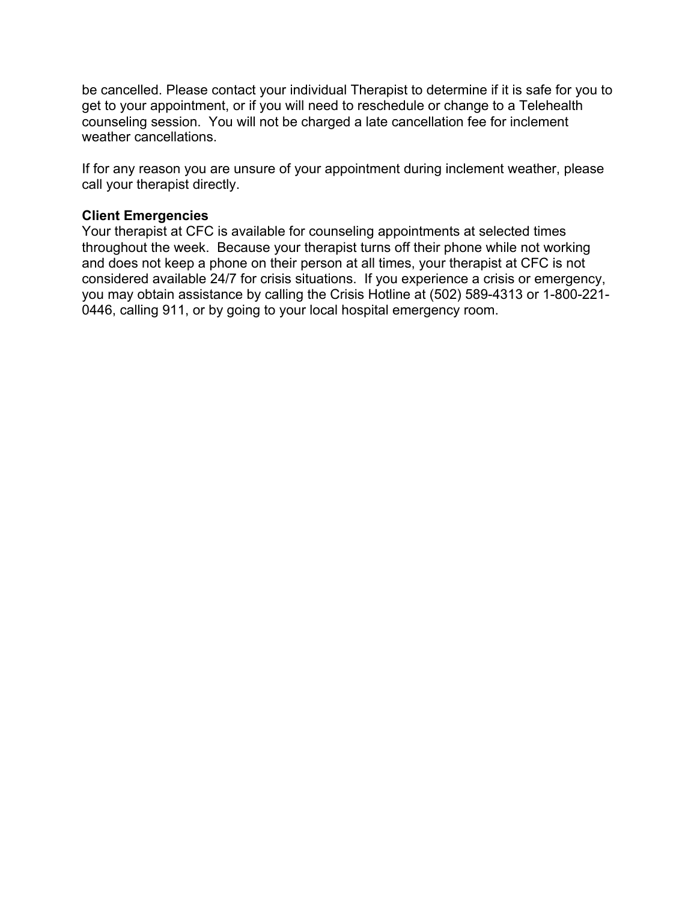be cancelled. Please contact your individual Therapist to determine if it is safe for you to get to your appointment, or if you will need to reschedule or change to a Telehealth counseling session. You will not be charged a late cancellation fee for inclement weather cancellations.

If for any reason you are unsure of your appointment during inclement weather, please call your therapist directly.

**Client Emergencies**
Your therapist at CFC is available for counseling appointments at selected times throughout the week. Because your therapist turns off their phone while not working and does not keep a phone on their person at all times, your therapist at CFC is not considered available 24/7 for crisis situations. If you experience a crisis or emergency, you may obtain assistance by calling the Crisis Hotline at (502) 589-4313 or 1-800-221-0446, calling 911, or by going to your local hospital emergency room.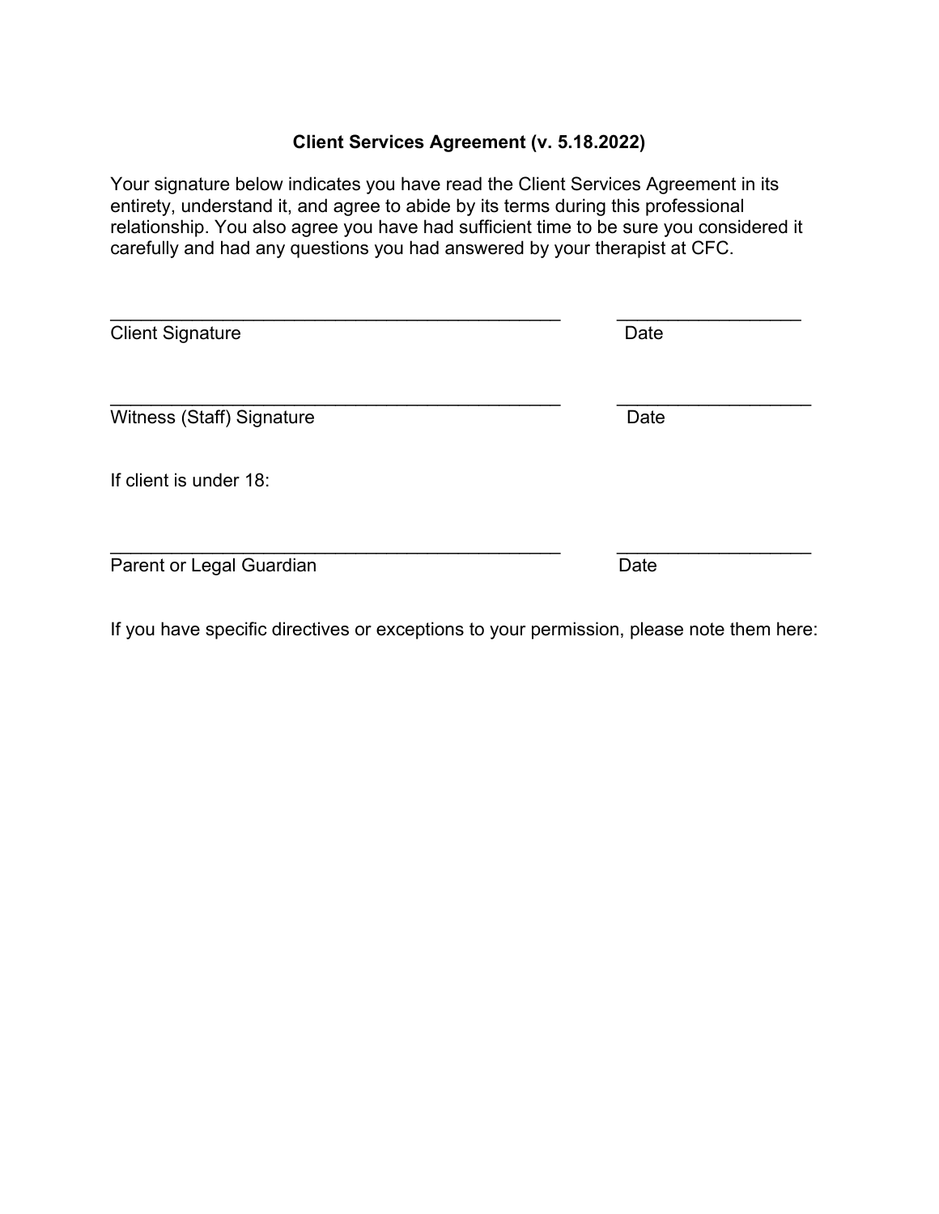**Client Services Agreement (v. 5.18.2022)**

Your signature below indicates you have read the Client Services Agreement in its entirety, understand it, and agree to abide by its terms during this professional relationship. You also agree you have had sufficient time to be sure you considered it carefully and had any questions you had answered by your therapist at CFC.

_______________________________________________ ___________________
Client Signature Date

_______________________________________________ ____________________
Witness (Staff) Signature Date

If client is under 18:

_______________________________________________ ____________________
Parent or Legal Guardian Date

If you have specific directives or exceptions to your permission, please note them here: